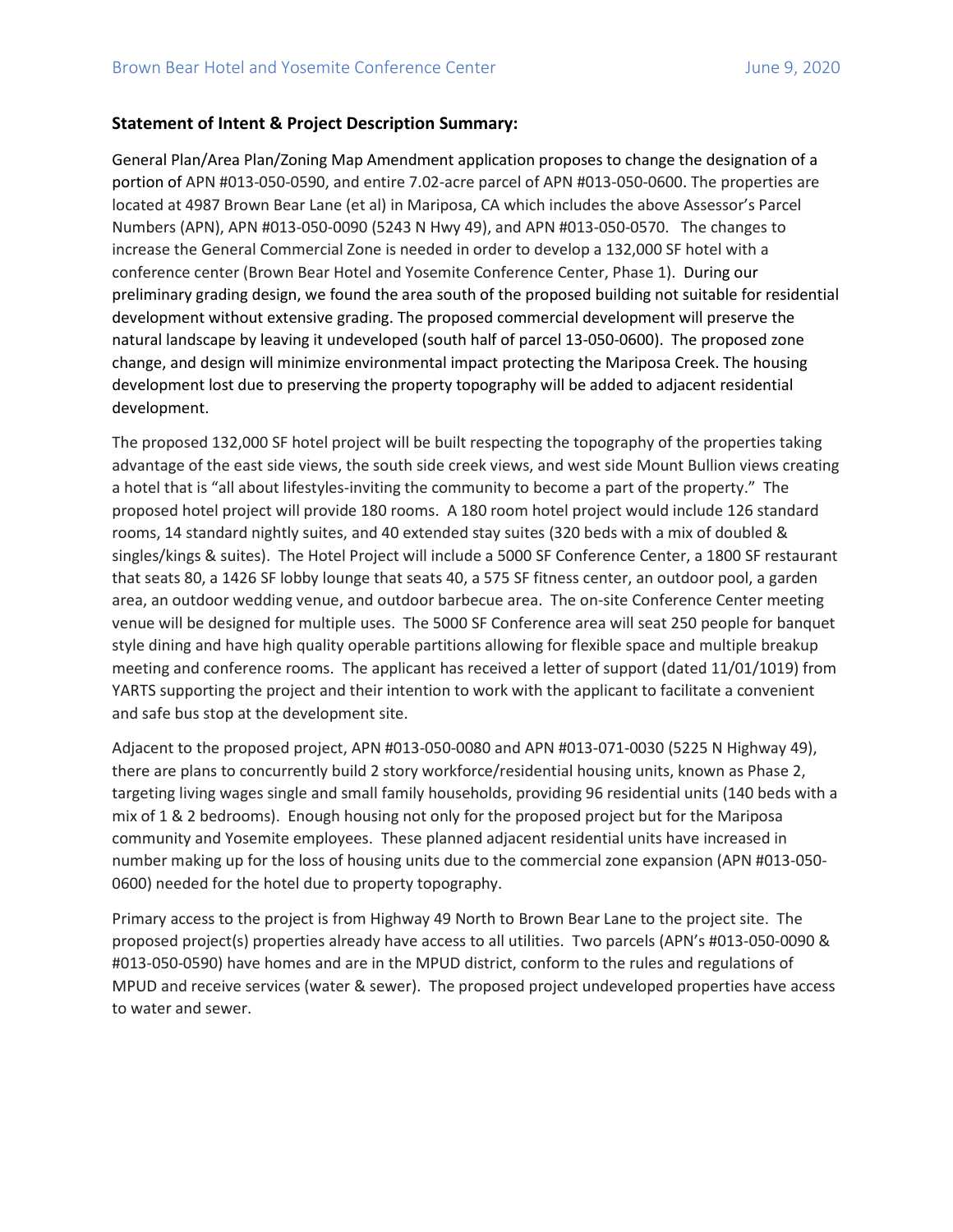**Statement of Intent & Project Description Summary:**

General Plan/Area Plan/Zoning Map Amendment application proposes to change the designation of a portion of APN #013-050-0590, and entire 7.02-acre parcel of APN #013-050-0600. The properties are located at 4987 Brown Bear Lane (et al) in Mariposa, CA which includes the above Assessor's Parcel Numbers (APN), APN #013-050-0090 (5243 N Hwy 49), and APN #013-050-0570. The changes to increase the General Commercial Zone is needed in order to develop a 132,000 SF hotel with a conference center (Brown Bear Hotel and Yosemite Conference Center, Phase 1). During our preliminary grading design, we found the area south of the proposed building not suitable for residential development without extensive grading. The proposed commercial development will preserve the natural landscape by leaving it undeveloped (south half of parcel 13-050-0600). The proposed zone change, and design will minimize environmental impact protecting the Mariposa Creek. The housing development lost due to preserving the property topography will be added to adjacent residential development.

The proposed 132,000 SF hotel project will be built respecting the topography of the properties taking advantage of the east side views, the south side creek views, and west side Mount Bullion views creating a hotel that is "all about lifestyles-inviting the community to become a part of the property." The proposed hotel project will provide 180 rooms. A 180 room hotel project would include 126 standard rooms, 14 standard nightly suites, and 40 extended stay suites (320 beds with a mix of doubled & singles/kings & suites). The Hotel Project will include a 5000 SF Conference Center, a 1800 SF restaurant that seats 80, a 1426 SF lobby lounge that seats 40, a 575 SF fitness center, an outdoor pool, a garden area, an outdoor wedding venue, and outdoor barbecue area. The on-site Conference Center meeting venue will be designed for multiple uses. The 5000 SF Conference area will seat 250 people for banquet style dining and have high quality operable partitions allowing for flexible space and multiple breakup meeting and conference rooms. The applicant has received a letter of support (dated 11/01/1019) from YARTS supporting the project and their intention to work with the applicant to facilitate a convenient and safe bus stop at the development site.

Adjacent to the proposed project, APN #013-050-0080 and APN #013-071-0030 (5225 N Highway 49), there are plans to concurrently build 2 story workforce/residential housing units, known as Phase 2, targeting living wages single and small family households, providing 96 residential units (140 beds with a mix of 1 & 2 bedrooms). Enough housing not only for the proposed project but for the Mariposa community and Yosemite employees. These planned adjacent residential units have increased in number making up for the loss of housing units due to the commercial zone expansion (APN #013-050-0600) needed for the hotel due to property topography.

Primary access to the project is from Highway 49 North to Brown Bear Lane to the project site. The proposed project(s) properties already have access to all utilities. Two parcels (APN's #013-050-0090 & #013-050-0590) have homes and are in the MPUD district, conform to the rules and regulations of MPUD and receive services (water & sewer). The proposed project undeveloped properties have access to water and sewer.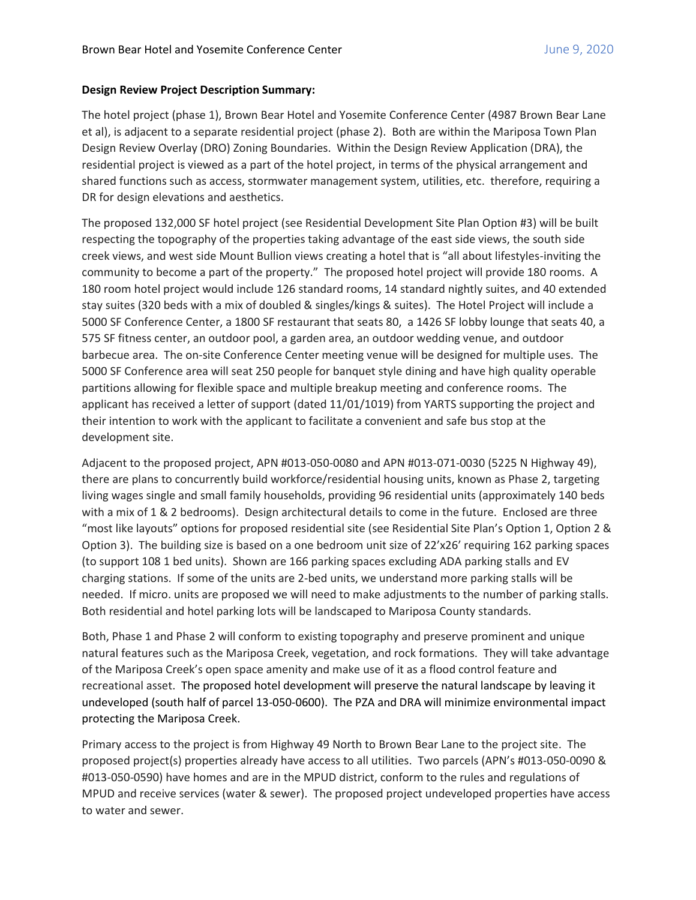**Design Review Project Description Summary:**

The hotel project (phase 1), Brown Bear Hotel and Yosemite Conference Center (4987 Brown Bear Lane et al), is adjacent to a separate residential project (phase 2). Both are within the Mariposa Town Plan Design Review Overlay (DRO) Zoning Boundaries. Within the Design Review Application (DRA), the residential project is viewed as a part of the hotel project, in terms of the physical arrangement and shared functions such as access, stormwater management system, utilities, etc. therefore, requiring a DR for design elevations and aesthetics.

The proposed 132,000 SF hotel project (see Residential Development Site Plan Option #3) will be built respecting the topography of the properties taking advantage of the east side views, the south side creek views, and west side Mount Bullion views creating a hotel that is "all about lifestyles-inviting the community to become a part of the property." The proposed hotel project will provide 180 rooms. A 180 room hotel project would include 126 standard rooms, 14 standard nightly suites, and 40 extended stay suites (320 beds with a mix of doubled & singles/kings & suites). The Hotel Project will include a 5000 SF Conference Center, a 1800 SF restaurant that seats 80, a 1426 SF lobby lounge that seats 40, a 575 SF fitness center, an outdoor pool, a garden area, an outdoor wedding venue, and outdoor barbecue area. The on-site Conference Center meeting venue will be designed for multiple uses. The 5000 SF Conference area will seat 250 people for banquet style dining and have high quality operable partitions allowing for flexible space and multiple breakup meeting and conference rooms. The applicant has received a letter of support (dated 11/01/1019) from YARTS supporting the project and their intention to work with the applicant to facilitate a convenient and safe bus stop at the development site.

Adjacent to the proposed project, APN #013-050-0080 and APN #013-071-0030 (5225 N Highway 49), there are plans to concurrently build workforce/residential housing units, known as Phase 2, targeting living wages single and small family households, providing 96 residential units (approximately 140 beds with a mix of 1 & 2 bedrooms). Design architectural details to come in the future. Enclosed are three "most like layouts" options for proposed residential site (see Residential Site Plan's Option 1, Option 2 & Option 3). The building size is based on a one bedroom unit size of 22'x26' requiring 162 parking spaces (to support 108 1 bed units). Shown are 166 parking spaces excluding ADA parking stalls and EV charging stations. If some of the units are 2-bed units, we understand more parking stalls will be needed. If micro. units are proposed we will need to make adjustments to the number of parking stalls. Both residential and hotel parking lots will be landscaped to Mariposa County standards.

Both, Phase 1 and Phase 2 will conform to existing topography and preserve prominent and unique natural features such as the Mariposa Creek, vegetation, and rock formations. They will take advantage of the Mariposa Creek's open space amenity and make use of it as a flood control feature and recreational asset. The proposed hotel development will preserve the natural landscape by leaving it undeveloped (south half of parcel 13-050-0600). The PZA and DRA will minimize environmental impact protecting the Mariposa Creek.

Primary access to the project is from Highway 49 North to Brown Bear Lane to the project site. The proposed project(s) properties already have access to all utilities. Two parcels (APN's #013-050-0090 & #013-050-0590) have homes and are in the MPUD district, conform to the rules and regulations of MPUD and receive services (water & sewer). The proposed project undeveloped properties have access to water and sewer.